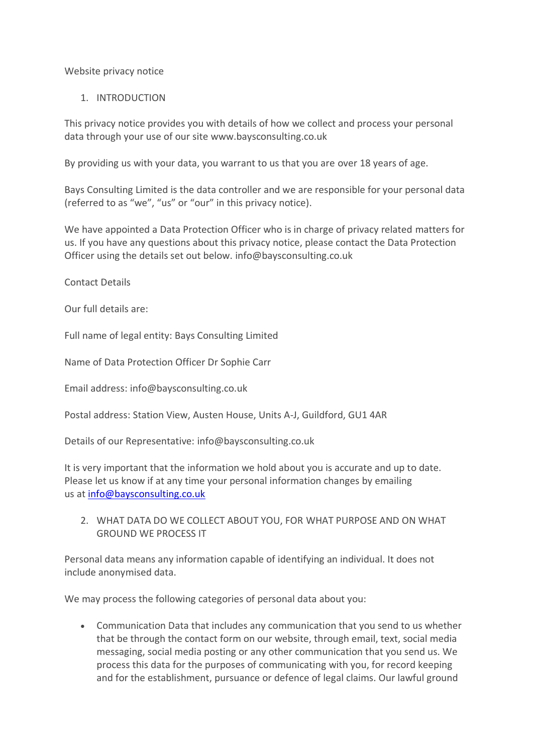# Website privacy notice

## 1. INTRODUCTION

This privacy notice provides you with details of how we collect and process your personal data through your use of our site www.baysconsulting.co.uk

By providing us with your data, you warrant to us that you are over 18 years of age.

Bays Consulting Limited is the data controller and we are responsible for your personal data (referred to as "we", "us" or "our" in this privacy notice).

We have appointed a Data Protection Officer who is in charge of privacy related matters for us. If you have any questions about this privacy notice, please contact the Data Protection Officer using the details set out below. info@baysconsulting.co.uk

### Contact Details

Our full details are:

Full name of legal entity: Bays Consulting Limited

Name of Data Protection Officer Dr Sophie Carr

Email address: info@baysconsulting.co.uk

Postal address: Station View, Austen House, Units A-J, Guildford, GU1 4AR

Details of our Representative: info@baysconsulting.co.uk

It is very important that the information we hold about you is accurate and up to date. Please let us know if at any time your personal information changes by emailing us at info@baysconsulting.co.uk

## 2. WHAT DATA DO WE COLLECT ABOUT YOU, FOR WHAT PURPOSE AND ON WHAT GROUND WE PROCESS IT

Personal data means any information capable of identifying an individual. It does not include anonymised data.

We may process the following categories of personal data about you:

- Communication Data that includes any communication that you send to us whether that be through the contact form on our website, through email, text, social media messaging, social media posting or any other communication that you send us. We process this data for the purposes of communicating with you, for record keeping and for the establishment, pursuance or defence of legal claims. Our lawful ground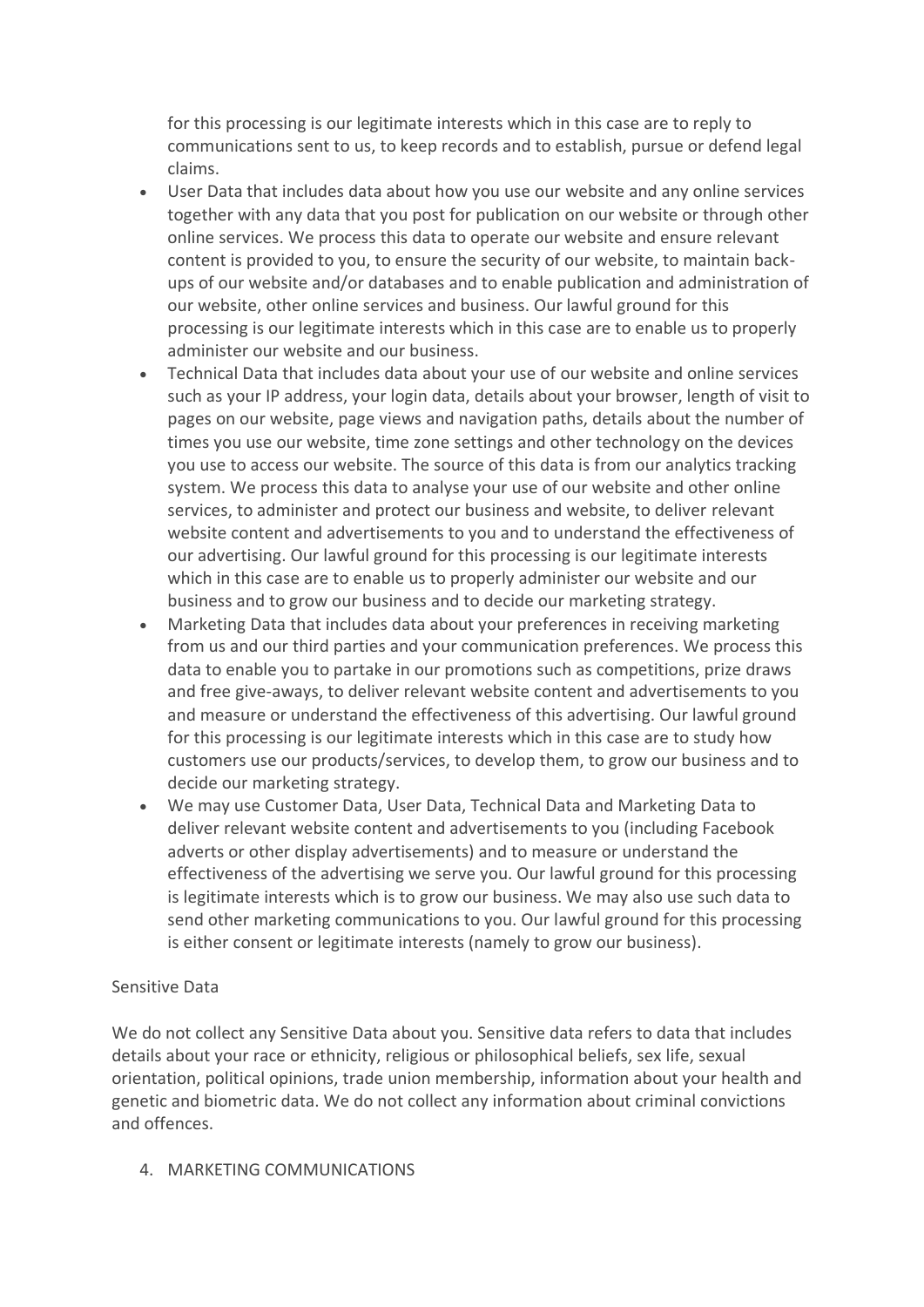for this processing is our legitimate interests which in this case are to reply to communications sent to us, to keep records and to establish, pursue or defend legal claims.

- User Data that includes data about how you use our website and any online services together with any data that you post for publication on our website or through other online services. We process this data to operate our website and ensure relevant content is provided to you, to ensure the security of our website, to maintain back-ups of our website and/or databases and to enable publication and administration of our website, other online services and business. Our lawful ground for this processing is our legitimate interests which in this case are to enable us to properly administer our website and our business.
- Technical Data that includes data about your use of our website and online services such as your IP address, your login data, details about your browser, length of visit to pages on our website, page views and navigation paths, details about the number of times you use our website, time zone settings and other technology on the devices you use to access our website. The source of this data is from our analytics tracking system. We process this data to analyse your use of our website and other online services, to administer and protect our business and website, to deliver relevant website content and advertisements to you and to understand the effectiveness of our advertising. Our lawful ground for this processing is our legitimate interests which in this case are to enable us to properly administer our website and our business and to grow our business and to decide our marketing strategy.
- Marketing Data that includes data about your preferences in receiving marketing from us and our third parties and your communication preferences. We process this data to enable you to partake in our promotions such as competitions, prize draws and free give-aways, to deliver relevant website content and advertisements to you and measure or understand the effectiveness of this advertising. Our lawful ground for this processing is our legitimate interests which in this case are to study how customers use our products/services, to develop them, to grow our business and to decide our marketing strategy.
- We may use Customer Data, User Data, Technical Data and Marketing Data to deliver relevant website content and advertisements to you (including Facebook adverts or other display advertisements) and to measure or understand the effectiveness of the advertising we serve you. Our lawful ground for this processing is legitimate interests which is to grow our business. We may also use such data to send other marketing communications to you. Our lawful ground for this processing is either consent or legitimate interests (namely to grow our business).

Sensitive Data

We do not collect any Sensitive Data about you. Sensitive data refers to data that includes details about your race or ethnicity, religious or philosophical beliefs, sex life, sexual orientation, political opinions, trade union membership, information about your health and genetic and biometric data. We do not collect any information about criminal convictions and offences.

4. MARKETING COMMUNICATIONS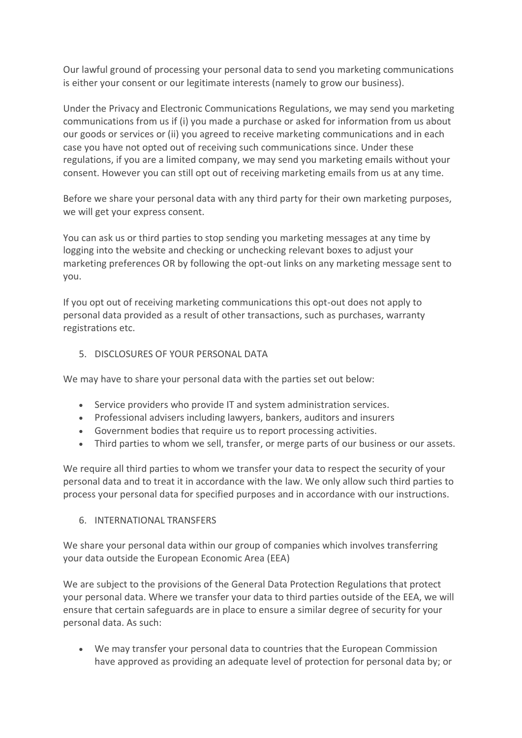Our lawful ground of processing your personal data to send you marketing communications is either your consent or our legitimate interests (namely to grow our business).

Under the Privacy and Electronic Communications Regulations, we may send you marketing communications from us if (i) you made a purchase or asked for information from us about our goods or services or (ii) you agreed to receive marketing communications and in each case you have not opted out of receiving such communications since. Under these regulations, if you are a limited company, we may send you marketing emails without your consent. However you can still opt out of receiving marketing emails from us at any time.

Before we share your personal data with any third party for their own marketing purposes, we will get your express consent.

You can ask us or third parties to stop sending you marketing messages at any time by logging into the website and checking or unchecking relevant boxes to adjust your marketing preferences OR by following the opt-out links on any marketing message sent to you.

If you opt out of receiving marketing communications this opt-out does not apply to personal data provided as a result of other transactions, such as purchases, warranty registrations etc.

## 5. DISCLOSURES OF YOUR PERSONAL DATA

We may have to share your personal data with the parties set out below:

- Service providers who provide IT and system administration services.
- Professional advisers including lawyers, bankers, auditors and insurers
- Government bodies that require us to report processing activities.
- Third parties to whom we sell, transfer, or merge parts of our business or our assets.

We require all third parties to whom we transfer your data to respect the security of your personal data and to treat it in accordance with the law. We only allow such third parties to process your personal data for specified purposes and in accordance with our instructions.

## 6. INTERNATIONAL TRANSFERS

We share your personal data within our group of companies which involves transferring your data outside the European Economic Area (EEA)

We are subject to the provisions of the General Data Protection Regulations that protect your personal data. Where we transfer your data to third parties outside of the EEA, we will ensure that certain safeguards are in place to ensure a similar degree of security for your personal data. As such:

- We may transfer your personal data to countries that the European Commission have approved as providing an adequate level of protection for personal data by; or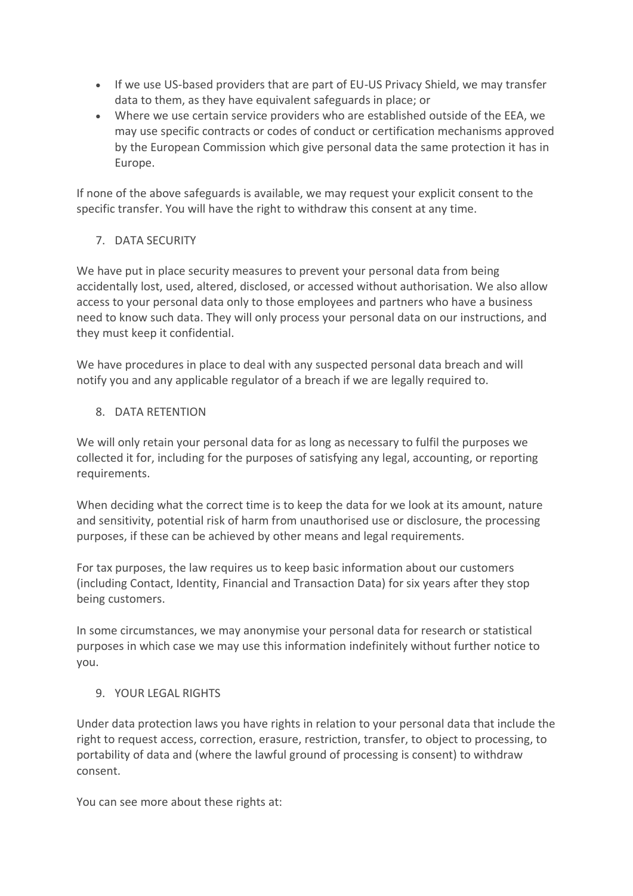- If we use US-based providers that are part of EU-US Privacy Shield, we may transfer data to them, as they have equivalent safeguards in place; or
- Where we use certain service providers who are established outside of the EEA, we may use specific contracts or codes of conduct or certification mechanisms approved by the European Commission which give personal data the same protection it has in Europe.

If none of the above safeguards is available, we may request your explicit consent to the specific transfer. You will have the right to withdraw this consent at any time.

## 7. DATA SECURITY

We have put in place security measures to prevent your personal data from being accidentally lost, used, altered, disclosed, or accessed without authorisation. We also allow access to your personal data only to those employees and partners who have a business need to know such data. They will only process your personal data on our instructions, and they must keep it confidential.

We have procedures in place to deal with any suspected personal data breach and will notify you and any applicable regulator of a breach if we are legally required to.

## 8. DATA RETENTION

We will only retain your personal data for as long as necessary to fulfil the purposes we collected it for, including for the purposes of satisfying any legal, accounting, or reporting requirements.

When deciding what the correct time is to keep the data for we look at its amount, nature and sensitivity, potential risk of harm from unauthorised use or disclosure, the processing purposes, if these can be achieved by other means and legal requirements.

For tax purposes, the law requires us to keep basic information about our customers (including Contact, Identity, Financial and Transaction Data) for six years after they stop being customers.

In some circumstances, we may anonymise your personal data for research or statistical purposes in which case we may use this information indefinitely without further notice to you.

## 9. YOUR LEGAL RIGHTS

Under data protection laws you have rights in relation to your personal data that include the right to request access, correction, erasure, restriction, transfer, to object to processing, to portability of data and (where the lawful ground of processing is consent) to withdraw consent.

You can see more about these rights at: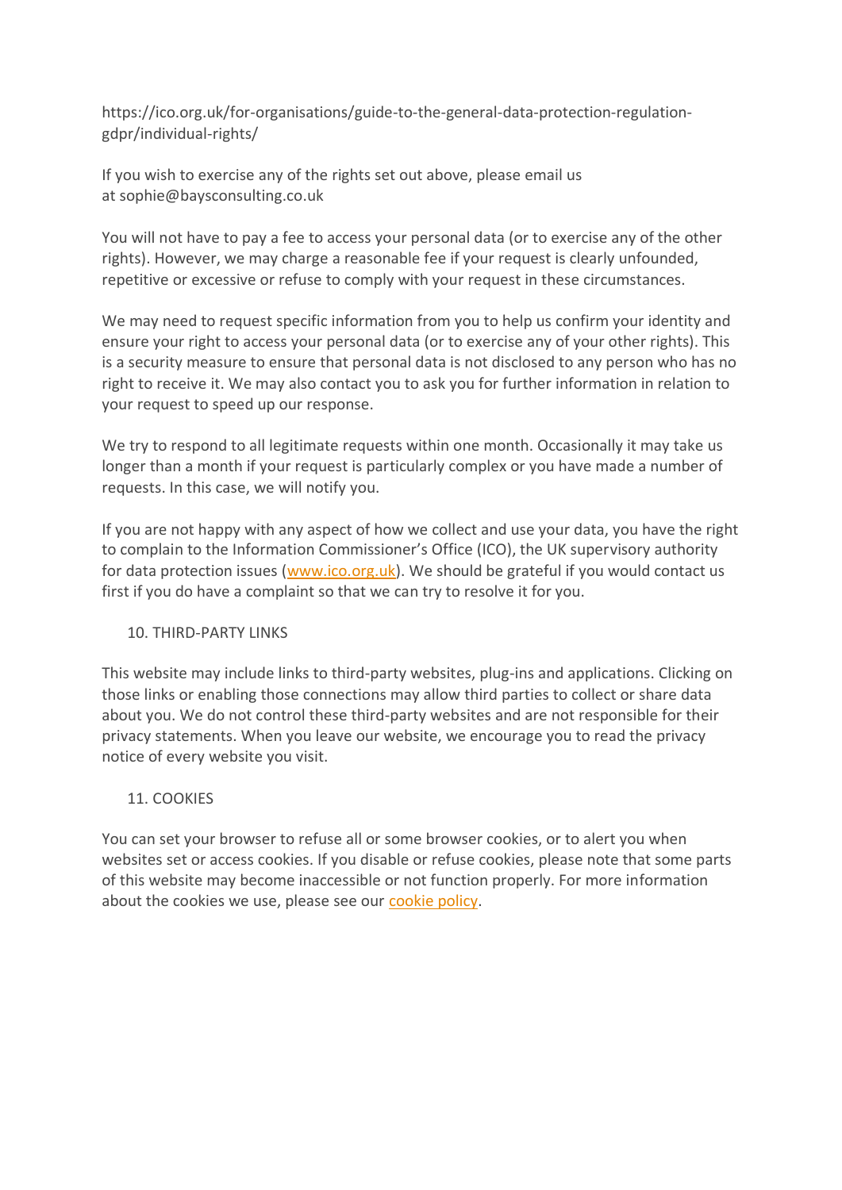https://ico.org.uk/for-organisations/guide-to-the-general-data-protection-regulation-gdpr/individual-rights/

If you wish to exercise any of the rights set out above, please email us at sophie@baysconsulting.co.uk

You will not have to pay a fee to access your personal data (or to exercise any of the other rights). However, we may charge a reasonable fee if your request is clearly unfounded, repetitive or excessive or refuse to comply with your request in these circumstances.

We may need to request specific information from you to help us confirm your identity and ensure your right to access your personal data (or to exercise any of your other rights). This is a security measure to ensure that personal data is not disclosed to any person who has no right to receive it. We may also contact you to ask you for further information in relation to your request to speed up our response.

We try to respond to all legitimate requests within one month. Occasionally it may take us longer than a month if your request is particularly complex or you have made a number of requests. In this case, we will notify you.

If you are not happy with any aspect of how we collect and use your data, you have the right to complain to the Information Commissioner's Office (ICO), the UK supervisory authority for data protection issues (www.ico.org.uk). We should be grateful if you would contact us first if you do have a complaint so that we can try to resolve it for you.

## 10. THIRD-PARTY LINKS

This website may include links to third-party websites, plug-ins and applications. Clicking on those links or enabling those connections may allow third parties to collect or share data about you. We do not control these third-party websites and are not responsible for their privacy statements. When you leave our website, we encourage you to read the privacy notice of every website you visit.

## 11. COOKIES

You can set your browser to refuse all or some browser cookies, or to alert you when websites set or access cookies. If you disable or refuse cookies, please note that some parts of this website may become inaccessible or not function properly. For more information about the cookies we use, please see our cookie policy.